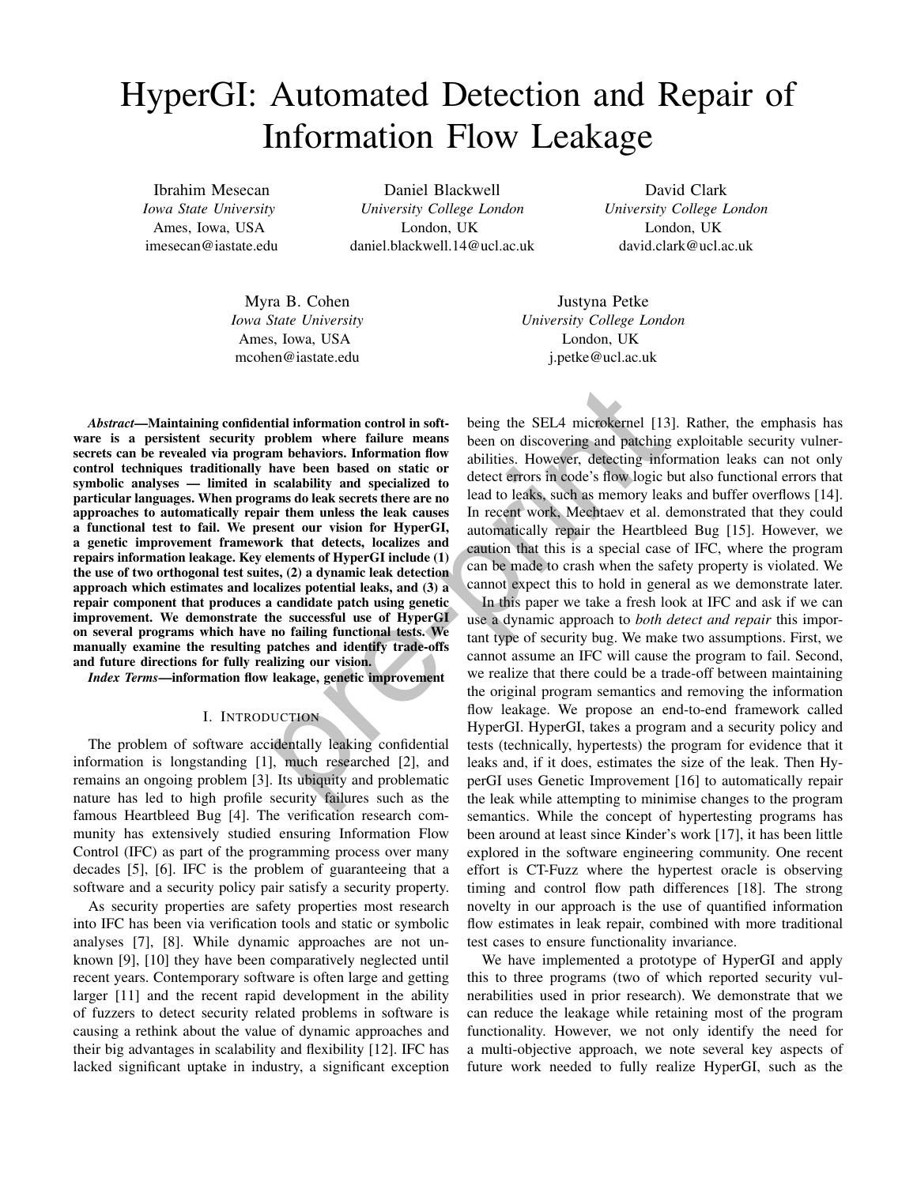# HyperGI: Automated Detection and Repair of Information Flow Leakage

Ibrahim Mesecan
*Iowa State University*
Ames, Iowa, USA
imesecan@iastate.edu

Daniel Blackwell
*University College London*
London, UK
daniel.blackwell.14@ucl.ac.uk

David Clark
*University College London*
London, UK
david.clark@ucl.ac.uk

Myra B. Cohen
*Iowa State University*
Ames, Iowa, USA
mcohen@iastate.edu

Justyna Petke
*University College London*
London, UK
j.petke@ucl.ac.uk

***Abstract*—Maintaining confidential information control in software is a persistent security problem where failure means secrets can be revealed via program behaviors. Information flow control techniques traditionally have been based on static or symbolic analyses — limited in scalability and specialized to particular languages. When programs do leak secrets there are no approaches to automatically repair them unless the leak causes a functional test to fail. We present our vision for HyperGI, a genetic improvement framework that detects, localizes and repairs information leakage. Key elements of HyperGI include (1) the use of two orthogonal test suites, (2) a dynamic leak detection approach which estimates and localizes potential leaks, and (3) a repair component that produces a candidate patch using genetic improvement. We demonstrate the successful use of HyperGI on several programs which have no failing functional tests. We manually examine the resulting patches and identify trade-offs and future directions for fully realizing our vision.**

***Index Terms*—information flow leakage, genetic improvement**

## I. Introduction

The problem of software accidentally leaking confidential information is longstanding [1], much researched [2], and remains an ongoing problem [3]. Its ubiquity and problematic nature has led to high profile security failures such as the famous Heartbleed Bug [4]. The verification research community has extensively studied ensuring Information Flow Control (IFC) as part of the programming process over many decades [5], [6]. IFC is the problem of guaranteeing that a software and a security policy pair satisfy a security property.

As security properties are safety properties most research into IFC has been via verification tools and static or symbolic analyses [7], [8]. While dynamic approaches are not unknown [9], [10] they have been comparatively neglected until recent years. Contemporary software is often large and getting larger [11] and the recent rapid development in the ability of fuzzers to detect security related problems in software is causing a rethink about the value of dynamic approaches and their big advantages in scalability and flexibility [12]. IFC has lacked significant uptake in industry, a significant exception being the SEL4 microkernel [13]. Rather, the emphasis has been on discovering and patching exploitable security vulnerabilities. However, detecting information leaks can not only detect errors in code's flow logic but also functional errors that lead to leaks, such as memory leaks and buffer overflows [14]. In recent work, Mechtaev et al. demonstrated that they could automatically repair the Heartbleed Bug [15]. However, we caution that this is a special case of IFC, where the program can be made to crash when the safety property is violated. We cannot expect this to hold in general as we demonstrate later.

In this paper we take a fresh look at IFC and ask if we can use a dynamic approach to *both detect and repair* this important type of security bug. We make two assumptions. First, we cannot assume an IFC will cause the program to fail. Second, we realize that there could be a trade-off between maintaining the original program semantics and removing the information flow leakage. We propose an end-to-end framework called HyperGI. HyperGI, takes a program and a security policy and tests (technically, hypertests) the program for evidence that it leaks and, if it does, estimates the size of the leak. Then HyperGI uses Genetic Improvement [16] to automatically repair the leak while attempting to minimise changes to the program semantics. While the concept of hypertesting programs has been around at least since Kinder's work [17], it has been little explored in the software engineering community. One recent effort is CT-Fuzz where the hypertest oracle is observing timing and control flow path differences [18]. The strong novelty in our approach is the use of quantified information flow estimates in leak repair, combined with more traditional test cases to ensure functionality invariance.

We have implemented a prototype of HyperGI and apply this to three programs (two of which reported security vulnerabilities used in prior research). We demonstrate that we can reduce the leakage while retaining most of the program functionality. However, we not only identify the need for a multi-objective approach, we note several key aspects of future work needed to fully realize HyperGI, such as the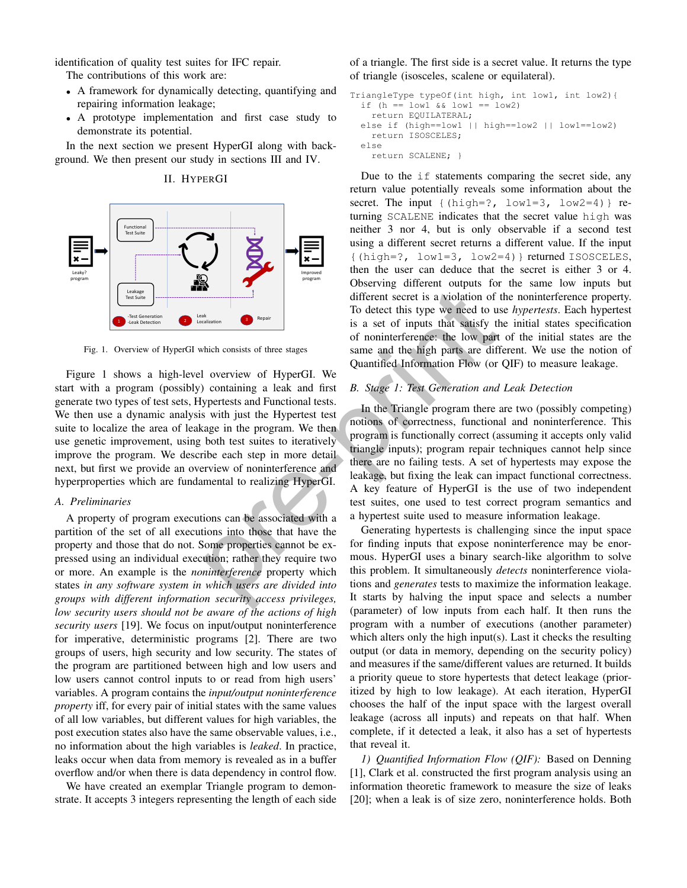identification of quality test suites for IFC repair.

The contributions of this work are:

- A framework for dynamically detecting, quantifying and repairing information leakage;
- A prototype implementation and first case study to demonstrate its potential.

In the next section we present HyperGI along with background. We then present our study in sections III and IV.

## II. HyperGI

Fig. 1. Overview of HyperGI which consists of three stages

Figure 1 shows a high-level overview of HyperGI. We start with a program (possibly) containing a leak and first generate two types of test sets, Hypertests and Functional tests. We then use a dynamic analysis with just the Hypertest test suite to localize the area of leakage in the program. We then use genetic improvement, using both test suites to iteratively improve the program. We describe each step in more detail next, but first we provide an overview of noninterference and hyperproperties which are fundamental to realizing HyperGI.

### A. Preliminaries

A property of program executions can be associated with a partition of the set of all executions into those that have the property and those that do not. Some properties cannot be expressed using an individual execution; rather they require two or more. An example is the *noninterference* property which states *in any software system in which users are divided into groups with different information security access privileges, low security users should not be aware of the actions of high security users* [19]. We focus on input/output noninterference for imperative, deterministic programs [2]. There are two groups of users, high security and low security. The states of the program are partitioned between high and low users and low users cannot control inputs to or read from high users' variables. A program contains the *input/output noninterference property* iff, for every pair of initial states with the same values of all low variables, but different values for high variables, the post execution states also have the same observable values, i.e., no information about the high variables is *leaked*. In practice, leaks occur when data from memory is revealed as in a buffer overflow and/or when there is data dependency in control flow.

We have created an exemplar Triangle program to demonstrate. It accepts 3 integers representing the length of each side of a triangle. The first side is a secret value. It returns the type of triangle (isosceles, scalene or equilateral).

```
TriangleType typeOf(int high, int low1, int low2){
  if (h == low1 && low1 == low2)
    return EQUILATERAL;
  else if (high==low1 || high==low2 || low1==low2)
    return ISOSCELES;
  else
    return SCALENE; }
```

Due to the `if` statements comparing the secret side, any return value potentially reveals some information about the secret. The input `{(high=?, low1=3, low2=4)}` returning `SCALENE` indicates that the secret value `high` was neither 3 nor 4, but is only observable if a second test using a different secret returns a different value. If the input `{(high=?, low1=3, low2=4)}` returned `ISOSCELES`, then the user can deduce that the secret is either 3 or 4. Observing different outputs for the same low inputs but different secret is a violation of the noninterference property. To detect this type we need to use *hypertests*. Each hypertest is a set of inputs that satisfy the initial states specification of noninterference: the low part of the initial states are the same and the high parts are different. We use the notion of Quantified Information Flow (or QIF) to measure leakage.

### B. Stage 1: Test Generation and Leak Detection

In the Triangle program there are two (possibly competing) notions of correctness, functional and noninterference. This program is functionally correct (assuming it accepts only valid triangle inputs); program repair techniques cannot help since there are no failing tests. A set of hypertests may expose the leakage, but fixing the leak can impact functional correctness. A key feature of HyperGI is the use of two independent test suites, one used to test correct program semantics and a hypertest suite used to measure information leakage.

Generating hypertests is challenging since the input space for finding inputs that expose noninterference may be enormous. HyperGI uses a binary search-like algorithm to solve this problem. It simultaneously *detects* noninterference violations and *generates* tests to maximize the information leakage. It starts by halving the input space and selects a number (parameter) of low inputs from each half. It then runs the program with a number of executions (another parameter) which alters only the high input(s). Last it checks the resulting output (or data in memory, depending on the security policy) and measures if the same/different values are returned. It builds a priority queue to store hypertests that detect leakage (prioritized by high to low leakage). At each iteration, HyperGI chooses the half of the input space with the largest overall leakage (across all inputs) and repeats on that half. When complete, if it detected a leak, it also has a set of hypertests that reveal it.

*1) Quantified Information Flow (QIF):* Based on Denning [1], Clark et al. constructed the first program analysis using an information theoretic framework to measure the size of leaks [20]; when a leak is of size zero, noninterference holds. Both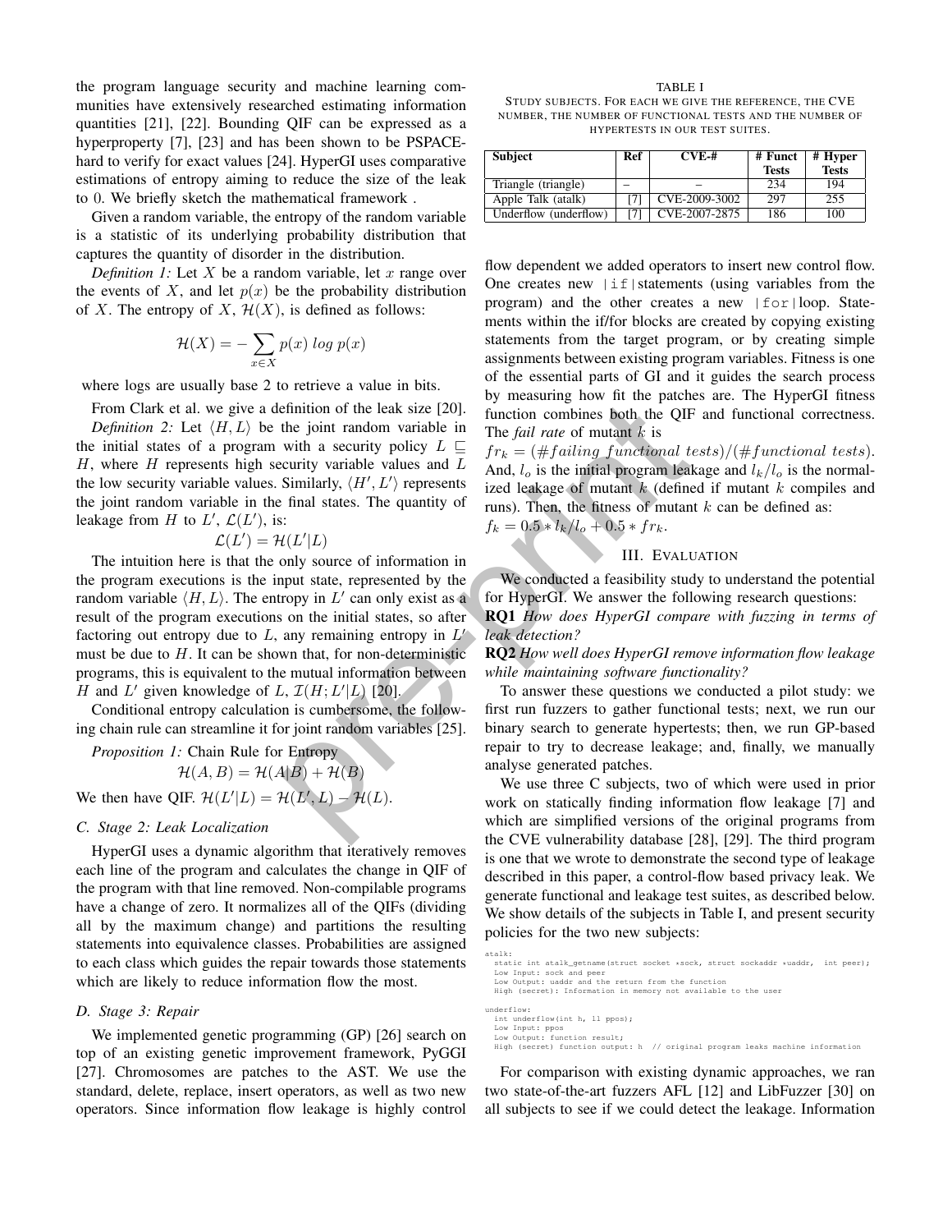the program language security and machine learning communities have extensively researched estimating information quantities [21], [22]. Bounding QIF can be expressed as a hyperproperty [7], [23] and has been shown to be PSPACE-hard to verify for exact values [24]. HyperGI uses comparative estimations of entropy aiming to reduce the size of the leak to 0. We briefly sketch the mathematical framework .

Given a random variable, the entropy of the random variable is a statistic of its underlying probability distribution that captures the quantity of disorder in the distribution.

*Definition 1:* Let $X$ be a random variable, let $x$ range over the events of $X$, and let $p(x)$ be the probability distribution of $X$. The entropy of $X$, $\mathcal{H}(X)$, is defined as follows:

$$\mathcal{H}(X) = -\sum_{x \in X} p(x)\ log\ p(x)$$

where logs are usually base 2 to retrieve a value in bits.

From Clark et al. we give a definition of the leak size [20].

*Definition 2:* Let $\langle H, L \rangle$ be the joint random variable in the initial states of a program with a security policy $L \sqsubseteq H$, where $H$ represents high security variable values and $L$ the low security variable values. Similarly, $\langle H', L' \rangle$ represents the joint random variable in the final states. The quantity of leakage from $H$ to $L'$, $\mathcal{L}(L')$, is:

$$\mathcal{L}(L') = \mathcal{H}(L'|L)$$

The intuition here is that the only source of information in the program executions is the input state, represented by the random variable $\langle H, L \rangle$. The entropy in $L'$ can only exist as a result of the program executions on the initial states, so after factoring out entropy due to $L$, any remaining entropy in $L'$ must be due to $H$. It can be shown that, for non-deterministic programs, this is equivalent to the mutual information between $H$ and $L'$ given knowledge of $L$, $\mathcal{I}(H; L'|L)$ [20].

Conditional entropy calculation is cumbersome, the following chain rule can streamline it for joint random variables [25].

*Proposition 1:* Chain Rule for Entropy

$$\mathcal{H}(A, B) = \mathcal{H}(A|B) + \mathcal{H}(B)$$

We then have QIF. $\mathcal{H}(L'|L) = \mathcal{H}(L', L) - \mathcal{H}(L)$.

### C. Stage 2: Leak Localization

HyperGI uses a dynamic algorithm that iteratively removes each line of the program and calculates the change in QIF of the program with that line removed. Non-compilable programs have a change of zero. It normalizes all of the QIFs (dividing all by the maximum change) and partitions the resulting statements into equivalence classes. Probabilities are assigned to each class which guides the repair towards those statements which are likely to reduce information flow the most.

### D. Stage 3: Repair

We implemented genetic programming (GP) [26] search on top of an existing genetic improvement framework, PyGGI [27]. Chromosomes are patches to the AST. We use the standard, delete, replace, insert operators, as well as two new operators. Since information flow leakage is highly control flow dependent we added operators to insert new control flow. One creates new `if` statements (using variables from the program) and the other creates a new `for` loop. Statements within the if/for blocks are created by copying existing statements from the target program, or by creating simple assignments between existing program variables. Fitness is one of the essential parts of GI and it guides the search process by measuring how fit the patches are. The HyperGI fitness function combines both the QIF and functional correctness. The *fail rate* of mutant $k$ is

$fr_k = (\#failing\ functional\ tests)/(\#functional\ tests)$. And, $l_o$ is the initial program leakage and $l_k/l_o$ is the normalized leakage of mutant $k$ (defined if mutant $k$ compiles and runs). Then, the fitness of mutant $k$ can be defined as:

$f_k = 0.5 * l_k/l_o + 0.5 * fr_k$.

## III. Evaluation

We conducted a feasibility study to understand the potential for HyperGI. We answer the following research questions:

**RQ1** *How does HyperGI compare with fuzzing in terms of leak detection?*

**RQ2** *How well does HyperGI remove information flow leakage while maintaining software functionality?*

To answer these questions we conducted a pilot study: we first run fuzzers to gather functional tests; next, we run our binary search to generate hypertests; then, we run GP-based repair to try to decrease leakage; and, finally, we manually analyse generated patches.

We use three C subjects, two of which were used in prior work on statically finding information flow leakage [7] and which are simplified versions of the original programs from the CVE vulnerability database [28], [29]. The third program is one that we wrote to demonstrate the second type of leakage described in this paper, a control-flow based privacy leak. We generate functional and leakage test suites, as described below. We show details of the subjects in Table I, and present security policies for the two new subjects:

TABLE I
Study subjects. For each we give the reference, the CVE number, the number of functional tests and the number of hypertests in our test suites.

| Subject | Ref | CVE-# | # Funct Tests | # Hyper Tests |
|---|---|---|---|---|
| Triangle (triangle) | – | – | 234 | 194 |
| Apple Talk (atalk) | [7] | CVE-2009-3002 | 297 | 255 |
| Underflow (underflow) | [7] | CVE-2007-2875 | 186 | 100 |

```
atalk:
  static int atalk_getname(struct socket *sock, struct sockaddr *uaddr,  int peer);
  Low Input: sock and peer
  Low Output: uaddr and the return from the function
  High (secret): Information in memory not available to the user

underflow:
  int underflow(int h, ll ppos);
  Low Input: ppos
  Low Output: function result;
  High (secret) function output: h  // original program leaks machine information
```

For comparison with existing dynamic approaches, we ran two state-of-the-art fuzzers AFL [12] and LibFuzzer [30] on all subjects to see if we could detect the leakage. Information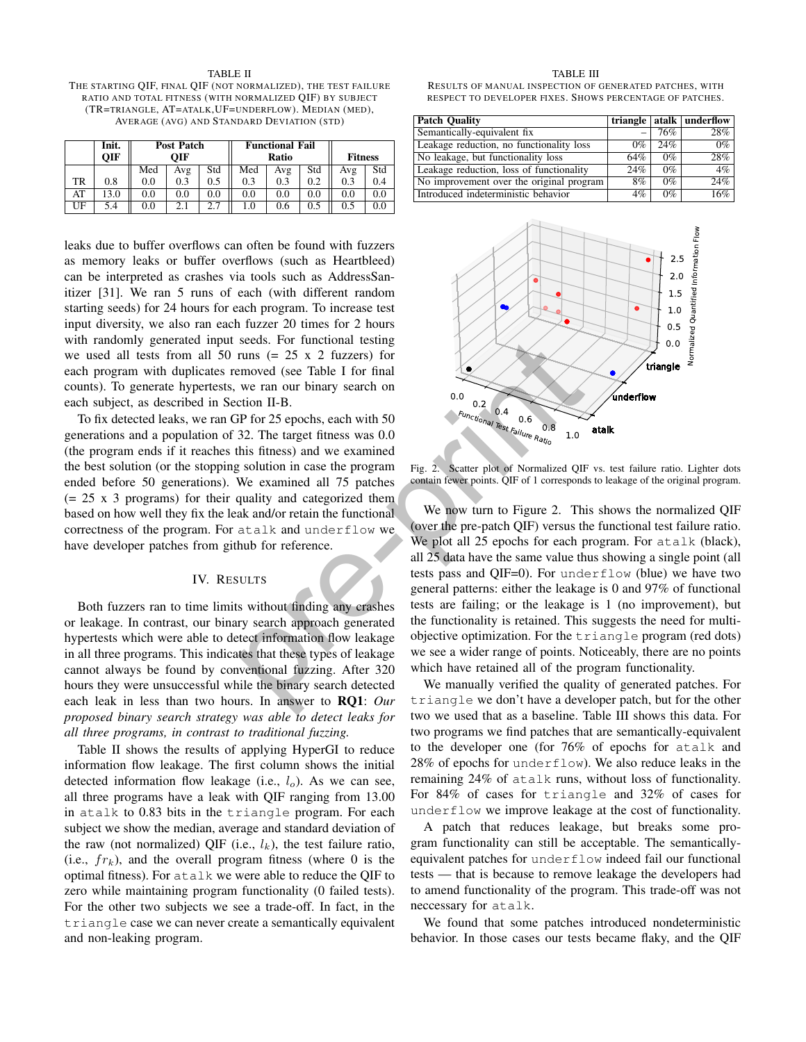TABLE II
THE STARTING QIF, FINAL QIF (NOT NORMALIZED), THE TEST FAILURE RATIO AND TOTAL FITNESS (WITH NORMALIZED QIF) BY SUBJECT (TR=TRIANGLE, AT=ATALK, UF=UNDERFLOW). MEDIAN (MED), AVERAGE (AVG) AND STANDARD DEVIATION (STD)

| | Init. QIF | Post Patch QIF | | | Functional Fail Ratio | | | Fitness | |
|---|---|---|---|---|---|---|---|---|---|
| | | Med | Avg | Std | Med | Avg | Std | Avg | Std |
| TR | 0.8 | 0.0 | 0.3 | 0.5 | 0.3 | 0.3 | 0.2 | 0.3 | 0.4 |
| AT | 13.0 | 0.0 | 0.0 | 0.0 | 0.0 | 0.0 | 0.0 | 0.0 | 0.0 |
| UF | 5.4 | 0.0 | 2.1 | 2.7 | 1.0 | 0.6 | 0.5 | 0.5 | 0.0 |

leaks due to buffer overflows can often be found with fuzzers as memory leaks or buffer overflows (such as Heartbleed) can be interpreted as crashes via tools such as AddressSanitizer [31]. We ran 5 runs of each (with different random starting seeds) for 24 hours for each program. To increase test input diversity, we also ran each fuzzer 20 times for 2 hours with randomly generated input seeds. For functional testing we used all tests from all 50 runs (= 25 x 2 fuzzers) for each program with duplicates removed (see Table I for final counts). To generate hypertests, we ran our binary search on each subject, as described in Section II-B.

To fix detected leaks, we ran GP for 25 epochs, each with 50 generations and a population of 32. The target fitness was 0.0 (the program ends if it reaches this fitness) and we examined the best solution (or the stopping solution in case the program ended before 50 generations). We examined all 75 patches (= 25 x 3 programs) for their quality and categorized them based on how well they fix the leak and/or retain the functional correctness of the program. For `atalk` and `underflow` we have developer patches from github for reference.

## IV. RESULTS

Both fuzzers ran to time limits without finding any crashes or leakage. In contrast, our binary search approach generated hypertests which were able to detect information flow leakage in all three programs. This indicates that these types of leakage cannot always be found by conventional fuzzing. After 320 hours they were unsuccessful while the binary search detected each leak in less than two hours. In answer to **RQ1**: *Our proposed binary search strategy was able to detect leaks for all three programs, in contrast to traditional fuzzing.*

Table II shows the results of applying HyperGI to reduce information flow leakage. The first column shows the initial detected information flow leakage (i.e., $l_o$). As we can see, all three programs have a leak with QIF ranging from 13.00 in `atalk` to 0.83 bits in the `triangle` program. For each subject we show the median, average and standard deviation of the raw (not normalized) QIF (i.e., $l_k$), the test failure ratio, (i.e., $fr_k$), and the overall program fitness (where 0 is the optimal fitness). For `atalk` we were able to reduce the QIF to zero while maintaining program functionality (0 failed tests). For the other two subjects we see a trade-off. In fact, in the `triangle` case we can never create a semantically equivalent and non-leaking program.

TABLE III
RESULTS OF MANUAL INSPECTION OF GENERATED PATCHES, WITH RESPECT TO DEVELOPER FIXES. SHOWS PERCENTAGE OF PATCHES.

| Patch Quality | triangle | atalk | underflow |
|---|---|---|---|
| Semantically-equivalent fix | – | 76% | 28% |
| Leakage reduction, no functionality loss | 0% | 24% | 0% |
| No leakage, but functionality loss | 64% | 0% | 28% |
| Leakage reduction, loss of functionality | 24% | 0% | 4% |
| No improvement over the original program | 8% | 0% | 24% |
| Introduced indeterministic behavior | 4% | 0% | 16% |

Fig. 2. Scatter plot of Normalized QIF vs. test failure ratio. Lighter dots contain fewer points. QIF of 1 corresponds to leakage of the original program.

We now turn to Figure 2. This shows the normalized QIF (over the pre-patch QIF) versus the functional test failure ratio. We plot all 25 epochs for each program. For `atalk` (black), all 25 data have the same value thus showing a single point (all tests pass and QIF=0). For `underflow` (blue) we have two general patterns: either the leakage is 0 and 97% of functional tests are failing; or the leakage is 1 (no improvement), but the functionality is retained. This suggests the need for multi-objective optimization. For the `triangle` program (red dots) we see a wider range of points. Noticeably, there are no points which have retained all of the program functionality.

We manually verified the quality of generated patches. For `triangle` we don't have a developer patch, but for the other two we used that as a baseline. Table III shows this data. For two programs we find patches that are semantically-equivalent to the developer one (for 76% of epochs for `atalk` and 28% of epochs for `underflow`). We also reduce leaks in the remaining 24% of `atalk` runs, without loss of functionality. For 84% of cases for `triangle` and 32% of cases for `underflow` we improve leakage at the cost of functionality.

A patch that reduces leakage, but breaks some program functionality can still be acceptable. The semantically-equivalent patches for `underflow` indeed fail our functional tests — that is because to remove leakage the developers had to amend functionality of the program. This trade-off was not neccessary for `atalk`.

We found that some patches introduced nondeterministic behavior. In those cases our tests became flaky, and the QIF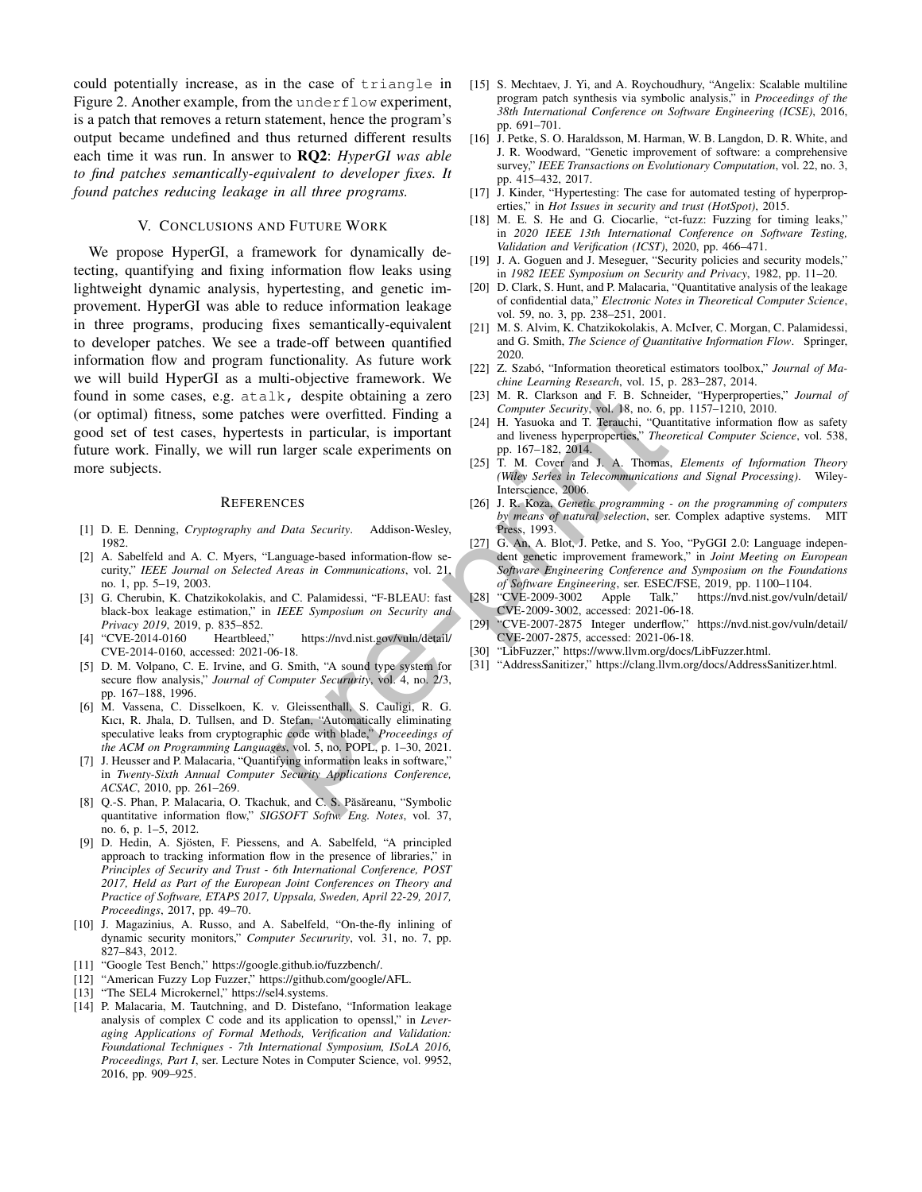could potentially increase, as in the case of `triangle` in Figure 2. Another example, from the `underflow` experiment, is a patch that removes a return statement, hence the program's output became undefined and thus returned different results each time it was run. In answer to **RQ2**: *HyperGI was able to find patches semantically-equivalent to developer fixes. It found patches reducing leakage in all three programs.*

## V. Conclusions and Future Work

We propose HyperGI, a framework for dynamically detecting, quantifying and fixing information flow leaks using lightweight dynamic analysis, hypertesting, and genetic improvement. HyperGI was able to reduce information leakage in three programs, producing fixes semantically-equivalent to developer patches. We see a trade-off between quantified information flow and program functionality. As future work we will build HyperGI as a multi-objective framework. We found in some cases, e.g. `atalk`, despite obtaining a zero (or optimal) fitness, some patches were overfitted. Finding a good set of test cases, hypertests in particular, is important future work. Finally, we will run larger scale experiments on more subjects.

## References

[1] D. E. Denning, *Cryptography and Data Security*. Addison-Wesley, 1982.

[2] A. Sabelfeld and A. C. Myers, "Language-based information-flow security," *IEEE Journal on Selected Areas in Communications*, vol. 21, no. 1, pp. 5–19, 2003.

[3] G. Cherubin, K. Chatzikokolakis, and C. Palamidessi, "F-BLEAU: fast black-box leakage estimation," in *IEEE Symposium on Security and Privacy 2019*, 2019, p. 835–852.

[4] "CVE-2014-0160 Heartbleed," https://nvd.nist.gov/vuln/detail/CVE-2014-0160, accessed: 2021-06-18.

[5] D. M. Volpano, C. E. Irvine, and G. Smith, "A sound type system for secure flow analysis," *Journal of Computer Securirity*, vol. 4, no. 2/3, pp. 167–188, 1996.

[6] M. Vassena, C. Disselkoen, K. v. Gleissenthall, S. Cauligi, R. G. Kıcı, R. Jhala, D. Tullsen, and D. Stefan, "Automatically eliminating speculative leaks from cryptographic code with blade," *Proceedings of the ACM on Programming Languages*, vol. 5, no. POPL, p. 1–30, 2021.

[7] J. Heusser and P. Malacaria, "Quantifying information leaks in software," in *Twenty-Sixth Annual Computer Security Applications Conference, ACSAC*, 2010, pp. 261–269.

[8] Q.-S. Phan, P. Malacaria, O. Tkachuk, and C. S. Păsăreanu, "Symbolic quantitative information flow," *SIGSOFT Softw. Eng. Notes*, vol. 37, no. 6, p. 1–5, 2012.

[9] D. Hedin, A. Sjösten, F. Piessens, and A. Sabelfeld, "A principled approach to tracking information flow in the presence of libraries," in *Principles of Security and Trust - 6th International Conference, POST 2017, Held as Part of the European Joint Conferences on Theory and Practice of Software, ETAPS 2017, Uppsala, Sweden, April 22-29, 2017, Proceedings*, 2017, pp. 49–70.

[10] J. Magazinius, A. Russo, and A. Sabelfeld, "On-the-fly inlining of dynamic security monitors," *Computer Securirity*, vol. 31, no. 7, pp. 827–843, 2012.

[11] "Google Test Bench," https://google.github.io/fuzzbench/.

[12] "American Fuzzy Lop Fuzzer," https://github.com/google/AFL.

[13] "The SEL4 Microkernel," https://sel4.systems.

[14] P. Malacaria, M. Tautchning, and D. Distefano, "Information leakage analysis of complex C code and its application to openssl," in *Leveraging Applications of Formal Methods, Verification and Validation: Foundational Techniques - 7th International Symposium, ISoLA 2016, Proceedings, Part I*, ser. Lecture Notes in Computer Science, vol. 9952, 2016, pp. 909–925.

[15] S. Mechtaev, J. Yi, and A. Roychoudhury, "Angelix: Scalable multiline program patch synthesis via symbolic analysis," in *Proceedings of the 38th International Conference on Software Engineering (ICSE)*, 2016, pp. 691–701.

[16] J. Petke, S. O. Haraldsson, M. Harman, W. B. Langdon, D. R. White, and J. R. Woodward, "Genetic improvement of software: a comprehensive survey," *IEEE Transactions on Evolutionary Computation*, vol. 22, no. 3, pp. 415–432, 2017.

[17] J. Kinder, "Hypertesting: The case for automated testing of hyperproperties," in *Hot Issues in security and trust (HotSpot)*, 2015.

[18] M. E. S. He and G. Ciocarlie, "ct-fuzz: Fuzzing for timing leaks," in *2020 IEEE 13th International Conference on Software Testing, Validation and Verification (ICST)*, 2020, pp. 466–471.

[19] J. A. Goguen and J. Meseguer, "Security policies and security models," in *1982 IEEE Symposium on Security and Privacy*, 1982, pp. 11–20.

[20] D. Clark, S. Hunt, and P. Malacaria, "Quantitative analysis of the leakage of confidential data," *Electronic Notes in Theoretical Computer Science*, vol. 59, no. 3, pp. 238–251, 2001.

[21] M. S. Alvim, K. Chatzikokolakis, A. McIver, C. Morgan, C. Palamidessi, and G. Smith, *The Science of Quantitative Information Flow*. Springer, 2020.

[22] Z. Szabó, "Information theoretical estimators toolbox," *Journal of Machine Learning Research*, vol. 15, p. 283–287, 2014.

[23] M. R. Clarkson and F. B. Schneider, "Hyperproperties," *Journal of Computer Security*, vol. 18, no. 6, pp. 1157–1210, 2010.

[24] H. Yasuoka and T. Terauchi, "Quantitative information flow as safety and liveness hyperproperties," *Theoretical Computer Science*, vol. 538, pp. 167–182, 2014.

[25] T. M. Cover and J. A. Thomas, *Elements of Information Theory (Wiley Series in Telecommunications and Signal Processing)*. Wiley-Interscience, 2006.

[26] J. R. Koza, *Genetic programming - on the programming of computers by means of natural selection*, ser. Complex adaptive systems. MIT Press, 1993.

[27] G. An, A. Blot, J. Petke, and S. Yoo, "PyGGI 2.0: Language independent genetic improvement framework," in *Joint Meeting on European Software Engineering Conference and Symposium on the Foundations of Software Engineering*, ser. ESEC/FSE, 2019, pp. 1100–1104.

[28] "CVE-2009-3002 Apple Talk," https://nvd.nist.gov/vuln/detail/CVE-2009-3002, accessed: 2021-06-18.

[29] "CVE-2007-2875 Integer underflow," https://nvd.nist.gov/vuln/detail/CVE-2007-2875, accessed: 2021-06-18.

[30] "LibFuzzer," https://www.llvm.org/docs/LibFuzzer.html.

[31] "AddressSanitizer," https://clang.llvm.org/docs/AddressSanitizer.html.